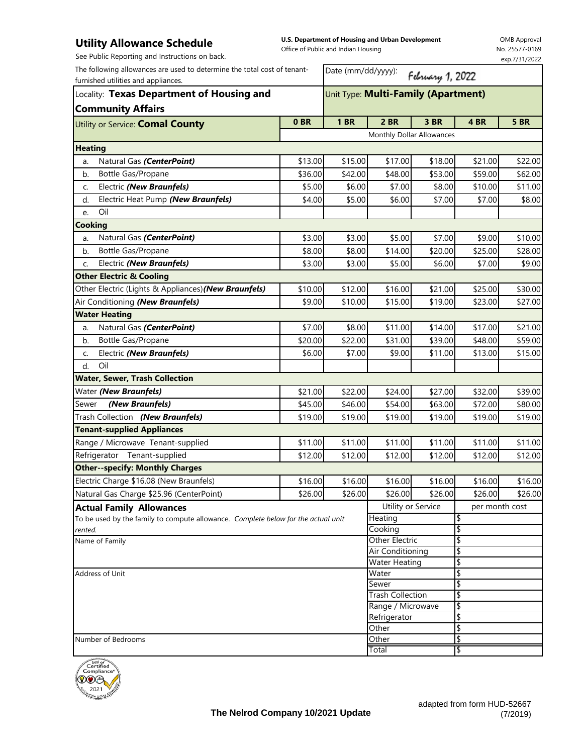# Utility Allowance Schedule

See Public Reporting and Instructions on back.

**U.S. Department of Housing and Urban Development**
Office of Public and Indian Housing

OMB Approval No. 25577-0169 exp.7/31/2022

The following allowances are used to determine the total cost of tenant-furnished utilities and appliances.

Date (mm/dd/yyyy): February 1, 2022

Locality: **Texas Department of Housing and Community Affairs**

Unit Type: **Multi-Family (Apartment)**

| Utility or Service: **Comal County** | 0 BR | 1 BR | 2 BR | 3 BR | 4 BR | 5 BR |
|---|---|---|---|---|---|---|
| | Monthly Dollar Allowances | | | | | |
| **Heating** | | | | | | |
| a. Natural Gas ***(CenterPoint)*** | $13.00 | $15.00 | $17.00 | $18.00 | $21.00 | $22.00 |
| b. Bottle Gas/Propane | $36.00 | $42.00 | $48.00 | $53.00 | $59.00 | $62.00 |
| c. Electric ***(New Braunfels)*** | $5.00 | $6.00 | $7.00 | $8.00 | $10.00 | $11.00 |
| d. Electric Heat Pump ***(New Braunfels)*** | $4.00 | $5.00 | $6.00 | $7.00 | $7.00 | $8.00 |
| e. Oil | | | | | | |
| **Cooking** | | | | | | |
| a. Natural Gas ***(CenterPoint)*** | $3.00 | $3.00 | $5.00 | $7.00 | $9.00 | $10.00 |
| b. Bottle Gas/Propane | $8.00 | $8.00 | $14.00 | $20.00 | $25.00 | $28.00 |
| c. Electric ***(New Braunfels)*** | $3.00 | $3.00 | $5.00 | $6.00 | $7.00 | $9.00 |
| **Other Electric & Cooling** | | | | | | |
| Other Electric (Lights & Appliances) ***(New Braunfels)*** | $10.00 | $12.00 | $16.00 | $21.00 | $25.00 | $30.00 |
| Air Conditioning ***(New Braunfels)*** | $9.00 | $10.00 | $15.00 | $19.00 | $23.00 | $27.00 |
| **Water Heating** | | | | | | |
| a. Natural Gas ***(CenterPoint)*** | $7.00 | $8.00 | $11.00 | $14.00 | $17.00 | $21.00 |
| b. Bottle Gas/Propane | $20.00 | $22.00 | $31.00 | $39.00 | $48.00 | $59.00 |
| c. Electric ***(New Braunfels)*** | $6.00 | $7.00 | $9.00 | $11.00 | $13.00 | $15.00 |
| d. Oil | | | | | | |
| **Water, Sewer, Trash Collection** | | | | | | |
| Water ***(New Braunfels)*** | $21.00 | $22.00 | $24.00 | $27.00 | $32.00 | $39.00 |
| Sewer ***(New Braunfels)*** | $45.00 | $46.00 | $54.00 | $63.00 | $72.00 | $80.00 |
| Trash Collection ***(New Braunfels)*** | $19.00 | $19.00 | $19.00 | $19.00 | $19.00 | $19.00 |
| **Tenant-supplied Appliances** | | | | | | |
| Range / Microwave Tenant-supplied | $11.00 | $11.00 | $11.00 | $11.00 | $11.00 | $11.00 |
| Refrigerator Tenant-supplied | $12.00 | $12.00 | $12.00 | $12.00 | $12.00 | $12.00 |
| **Other--specify: Monthly Charges** | | | | | | |
| Electric Charge $16.08 (New Braunfels) | $16.00 | $16.00 | $16.00 | $16.00 | $16.00 | $16.00 |
| Natural Gas Charge $25.96 (CenterPoint) | $26.00 | $26.00 | $26.00 | $26.00 | $26.00 | $26.00 |

## Actual Family Allowances

To be used by the family to compute allowance. *Complete below for the actual unit rented.*

Name of Family

Address of Unit

Number of Bedrooms

| Utility or Service | per month cost |
|---|---|
| Heating | $ |
| Cooking | $ |
| Other Electric | $ |
| Air Conditioning | $ |
| Water Heating | $ |
| Water | $ |
| Sewer | $ |
| Trash Collection | $ |
| Range / Microwave | $ |
| Refrigerator | $ |
| Other | $ |
| Other | $ |
| Total | $ |

Seal of Certified Compliance 2021

**The Nelrod Company 10/2021 Update**

adapted from form HUD-52667 (7/2019)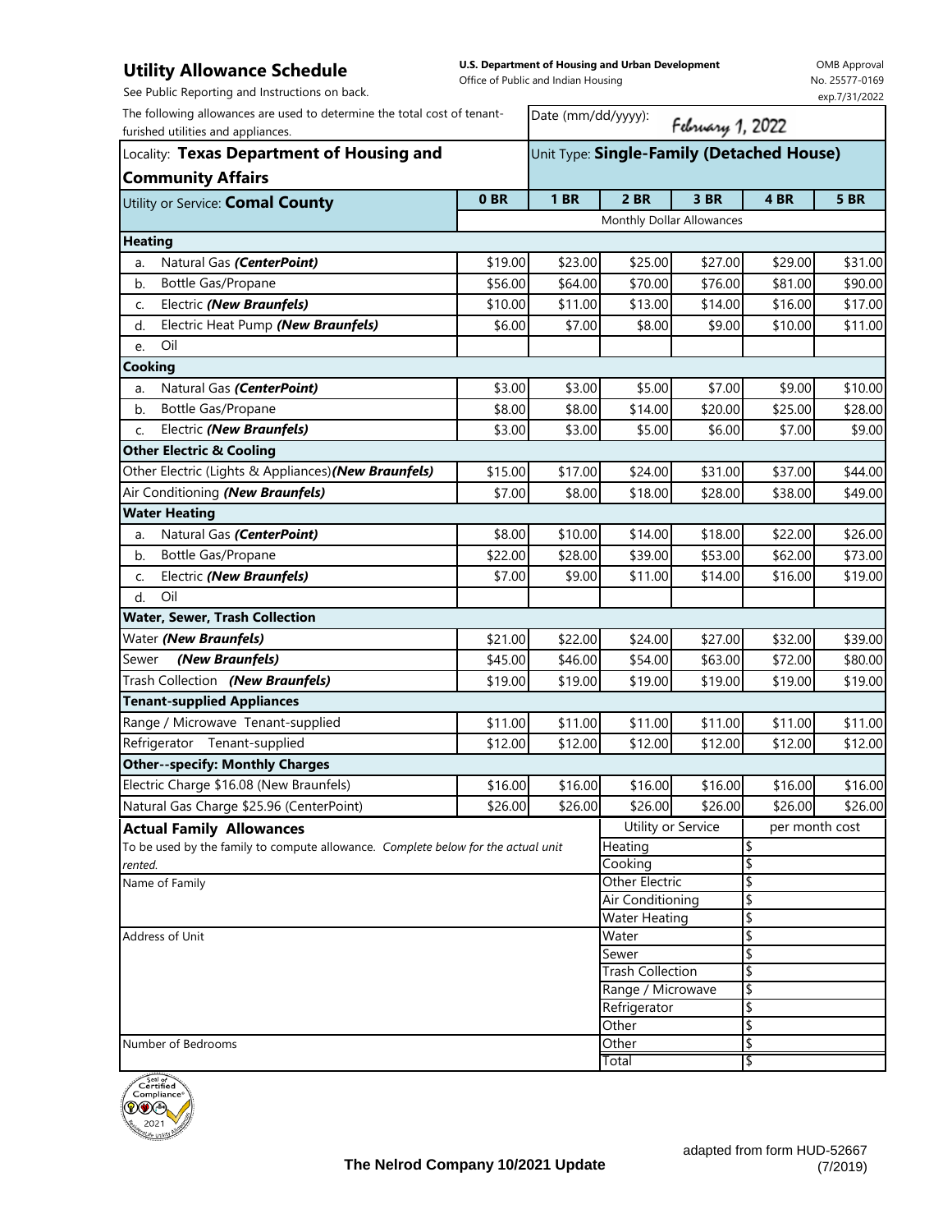# Utility Allowance Schedule

See Public Reporting and Instructions on back.

**U.S. Department of Housing and Urban Development**
Office of Public and Indian Housing

OMB Approval
No. 25577-0169
exp.7/31/2022

The following allowances are used to determine the total cost of tenant-furnished utilities and appliances.

Date (mm/dd/yyyy): February 1, 2022

Locality: **Texas Department of Housing and Community Affairs**

Unit Type: **Single-Family (Detached House)**

| Utility or Service: **Comal County** | 0 BR | 1 BR | 2 BR | 3 BR | 4 BR | 5 BR |
|---|---|---|---|---|---|---|
| | Monthly Dollar Allowances | | | | | |
| **Heating** | | | | | | |
| a. Natural Gas ***(CenterPoint)*** | $19.00 | $23.00 | $25.00 | $27.00 | $29.00 | $31.00 |
| b. Bottle Gas/Propane | $56.00 | $64.00 | $70.00 | $76.00 | $81.00 | $90.00 |
| c. Electric ***(New Braunfels)*** | $10.00 | $11.00 | $13.00 | $14.00 | $16.00 | $17.00 |
| d. Electric Heat Pump ***(New Braunfels)*** | $6.00 | $7.00 | $8.00 | $9.00 | $10.00 | $11.00 |
| e. Oil | | | | | | |
| **Cooking** | | | | | | |
| a. Natural Gas ***(CenterPoint)*** | $3.00 | $3.00 | $5.00 | $7.00 | $9.00 | $10.00 |
| b. Bottle Gas/Propane | $8.00 | $8.00 | $14.00 | $20.00 | $25.00 | $28.00 |
| c. Electric ***(New Braunfels)*** | $3.00 | $3.00 | $5.00 | $6.00 | $7.00 | $9.00 |
| **Other Electric & Cooling** | | | | | | |
| Other Electric (Lights & Appliances) ***(New Braunfels)*** | $15.00 | $17.00 | $24.00 | $31.00 | $37.00 | $44.00 |
| Air Conditioning ***(New Braunfels)*** | $7.00 | $8.00 | $18.00 | $28.00 | $38.00 | $49.00 |
| **Water Heating** | | | | | | |
| a. Natural Gas ***(CenterPoint)*** | $8.00 | $10.00 | $14.00 | $18.00 | $22.00 | $26.00 |
| b. Bottle Gas/Propane | $22.00 | $28.00 | $39.00 | $53.00 | $62.00 | $73.00 |
| c. Electric ***(New Braunfels)*** | $7.00 | $9.00 | $11.00 | $14.00 | $16.00 | $19.00 |
| d. Oil | | | | | | |
| **Water, Sewer, Trash Collection** | | | | | | |
| Water ***(New Braunfels)*** | $21.00 | $22.00 | $24.00 | $27.00 | $32.00 | $39.00 |
| Sewer ***(New Braunfels)*** | $45.00 | $46.00 | $54.00 | $63.00 | $72.00 | $80.00 |
| Trash Collection ***(New Braunfels)*** | $19.00 | $19.00 | $19.00 | $19.00 | $19.00 | $19.00 |
| **Tenant-supplied Appliances** | | | | | | |
| Range / Microwave Tenant-supplied | $11.00 | $11.00 | $11.00 | $11.00 | $11.00 | $11.00 |
| Refrigerator Tenant-supplied | $12.00 | $12.00 | $12.00 | $12.00 | $12.00 | $12.00 |
| **Other--specify: Monthly Charges** | | | | | | |
| Electric Charge $16.08 (New Braunfels) | $16.00 | $16.00 | $16.00 | $16.00 | $16.00 | $16.00 |
| Natural Gas Charge $25.96 (CenterPoint) | $26.00 | $26.00 | $26.00 | $26.00 | $26.00 | $26.00 |

**Actual Family Allowances**

To be used by the family to compute allowance. *Complete below for the actual unit rented.*

Name of Family

Address of Unit

Number of Bedrooms

| Utility or Service | per month cost |
|---|---|
| Heating | $ |
| Cooking | $ |
| Other Electric | $ |
| Air Conditioning | $ |
| Water Heating | $ |
| Water | $ |
| Sewer | $ |
| Trash Collection | $ |
| Range / Microwave | $ |
| Refrigerator | $ |
| Other | $ |
| Other | $ |
| Total | $ |

Seal of Certified Compliance 2021

**The Nelrod Company 10/2021 Update**

adapted from form HUD-52667 (7/2019)